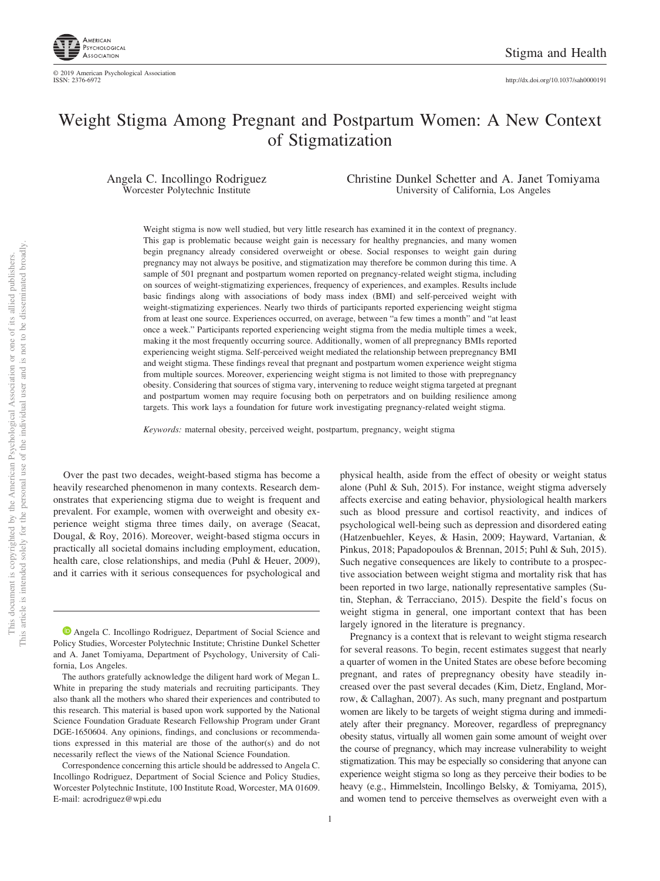# Weight Stigma Among Pregnant and Postpartum Women: A New Context of Stigmatization

Angela C. Incollingo Rodriguez
Worcester Polytechnic Institute

Christine Dunkel Schetter and A. Janet Tomiyama
University of California, Los Angeles

Weight stigma is now well studied, but very little research has examined it in the context of pregnancy. This gap is problematic because weight gain is necessary for healthy pregnancies, and many women begin pregnancy already considered overweight or obese. Social responses to weight gain during pregnancy may not always be positive, and stigmatization may therefore be common during this time. A sample of 501 pregnant and postpartum women reported on pregnancy-related weight stigma, including on sources of weight-stigmatizing experiences, frequency of experiences, and examples. Results include basic findings along with associations of body mass index (BMI) and self-perceived weight with weight-stigmatizing experiences. Nearly two thirds of participants reported experiencing weight stigma from at least one source. Experiences occurred, on average, between "a few times a month" and "at least once a week." Participants reported experiencing weight stigma from the media multiple times a week, making it the most frequently occurring source. Additionally, women of all prepregnancy BMIs reported experiencing weight stigma. Self-perceived weight mediated the relationship between prepregnancy BMI and weight stigma. These findings reveal that pregnant and postpartum women experience weight stigma from multiple sources. Moreover, experiencing weight stigma is not limited to those with prepregnancy obesity. Considering that sources of stigma vary, intervening to reduce weight stigma targeted at pregnant and postpartum women may require focusing both on perpetrators and on building resilience among targets. This work lays a foundation for future work investigating pregnancy-related weight stigma.

*Keywords:* maternal obesity, perceived weight, postpartum, pregnancy, weight stigma

Over the past two decades, weight-based stigma has become a heavily researched phenomenon in many contexts. Research demonstrates that experiencing stigma due to weight is frequent and prevalent. For example, women with overweight and obesity experience weight stigma three times daily, on average (Seacat, Dougal, & Roy, 2016). Moreover, weight-based stigma occurs in practically all societal domains including employment, education, health care, close relationships, and media (Puhl & Heuer, 2009), and it carries with it serious consequences for psychological and physical health, aside from the effect of obesity or weight status alone (Puhl & Suh, 2015). For instance, weight stigma adversely affects exercise and eating behavior, physiological health markers such as blood pressure and cortisol reactivity, and indices of psychological well-being such as depression and disordered eating (Hatzenbuehler, Keyes, & Hasin, 2009; Hayward, Vartanian, & Pinkus, 2018; Papadopoulos & Brennan, 2015; Puhl & Suh, 2015). Such negative consequences are likely to contribute to a prospective association between weight stigma and mortality risk that has been reported in two large, nationally representative samples (Sutin, Stephan, & Terracciano, 2015). Despite the field's focus on weight stigma in general, one important context that has been largely ignored in the literature is pregnancy.

Pregnancy is a context that is relevant to weight stigma research for several reasons. To begin, recent estimates suggest that nearly a quarter of women in the United States are obese before becoming pregnant, and rates of prepregnancy obesity have steadily increased over the past several decades (Kim, Dietz, England, Morrow, & Callaghan, 2007). As such, many pregnant and postpartum women are likely to be targets of weight stigma during and immediately after their pregnancy. Moreover, regardless of prepregnancy obesity status, virtually all women gain some amount of weight over the course of pregnancy, which may increase vulnerability to weight stigmatization. This may be especially so considering that anyone can experience weight stigma so long as they perceive their bodies to be heavy (e.g., Himmelstein, Incollingo Belsky, & Tomiyama, 2015), and women tend to perceive themselves as overweight even with a

---

Angela C. Incollingo Rodriguez, Department of Social Science and Policy Studies, Worcester Polytechnic Institute; Christine Dunkel Schetter and A. Janet Tomiyama, Department of Psychology, University of California, Los Angeles.

The authors gratefully acknowledge the diligent hard work of Megan L. White in preparing the study materials and recruiting participants. They also thank all the mothers who shared their experiences and contributed to this research. This material is based upon work supported by the National Science Foundation Graduate Research Fellowship Program under Grant DGE-1650604. Any opinions, findings, and conclusions or recommendations expressed in this material are those of the author(s) and do not necessarily reflect the views of the National Science Foundation.

Correspondence concerning this article should be addressed to Angela C. Incollingo Rodriguez, Department of Social Science and Policy Studies, Worcester Polytechnic Institute, 100 Institute Road, Worcester, MA 01609. E-mail: acrodriguez@wpi.edu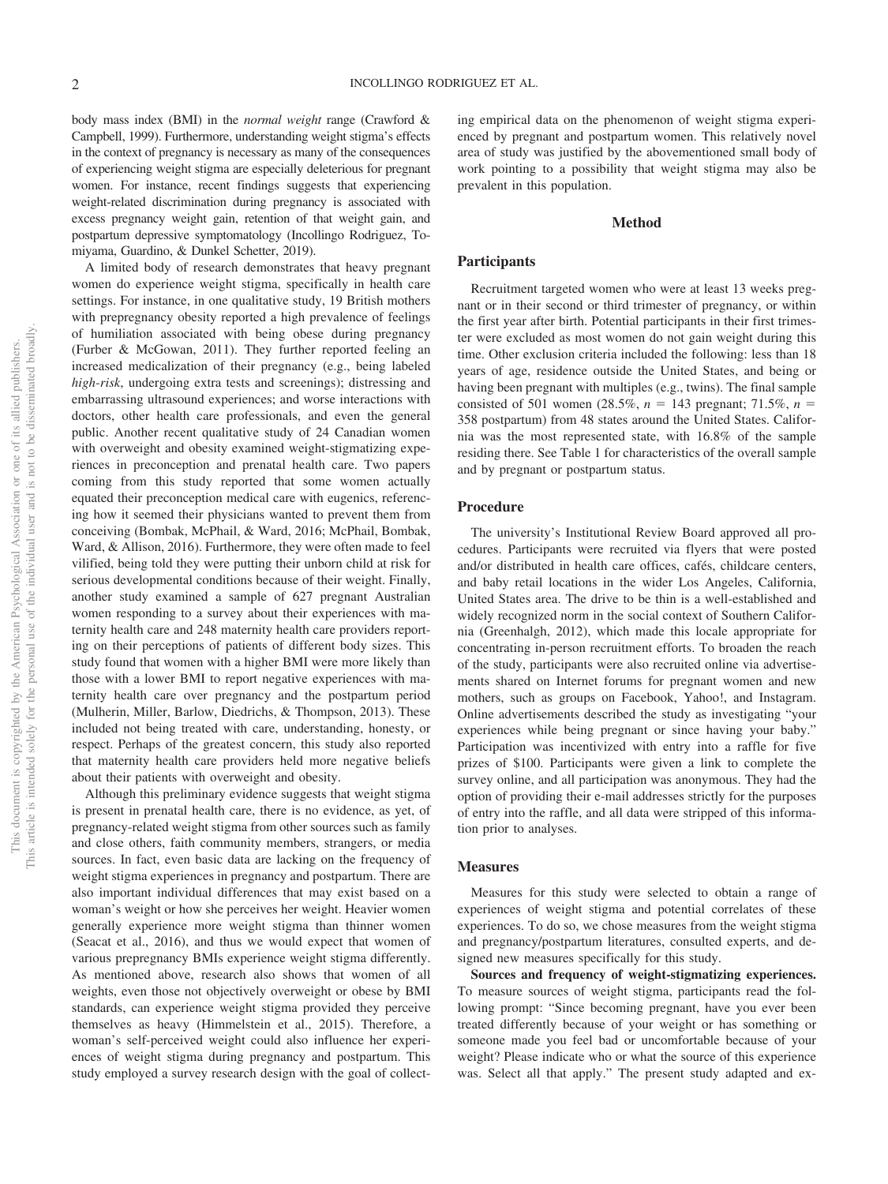body mass index (BMI) in the *normal weight* range (Crawford & Campbell, 1999). Furthermore, understanding weight stigma's effects in the context of pregnancy is necessary as many of the consequences of experiencing weight stigma are especially deleterious for pregnant women. For instance, recent findings suggests that experiencing weight-related discrimination during pregnancy is associated with excess pregnancy weight gain, retention of that weight gain, and postpartum depressive symptomatology (Incollingo Rodriguez, Tomiyama, Guardino, & Dunkel Schetter, 2019).

A limited body of research demonstrates that heavy pregnant women do experience weight stigma, specifically in health care settings. For instance, in one qualitative study, 19 British mothers with prepregnancy obesity reported a high prevalence of feelings of humiliation associated with being obese during pregnancy (Furber & McGowan, 2011). They further reported feeling an increased medicalization of their pregnancy (e.g., being labeled *high-risk*, undergoing extra tests and screenings); distressing and embarrassing ultrasound experiences; and worse interactions with doctors, other health care professionals, and even the general public. Another recent qualitative study of 24 Canadian women with overweight and obesity examined weight-stigmatizing experiences in preconception and prenatal health care. Two papers coming from this study reported that some women actually equated their preconception medical care with eugenics, referencing how it seemed their physicians wanted to prevent them from conceiving (Bombak, McPhail, & Ward, 2016; McPhail, Bombak, Ward, & Allison, 2016). Furthermore, they were often made to feel vilified, being told they were putting their unborn child at risk for serious developmental conditions because of their weight. Finally, another study examined a sample of 627 pregnant Australian women responding to a survey about their experiences with maternity health care and 248 maternity health care providers reporting on their perceptions of patients of different body sizes. This study found that women with a higher BMI were more likely than those with a lower BMI to report negative experiences with maternity health care over pregnancy and the postpartum period (Mulherin, Miller, Barlow, Diedrichs, & Thompson, 2013). These included not being treated with care, understanding, honesty, or respect. Perhaps of the greatest concern, this study also reported that maternity health care providers held more negative beliefs about their patients with overweight and obesity.

Although this preliminary evidence suggests that weight stigma is present in prenatal health care, there is no evidence, as yet, of pregnancy-related weight stigma from other sources such as family and close others, faith community members, strangers, or media sources. In fact, even basic data are lacking on the frequency of weight stigma experiences in pregnancy and postpartum. There are also important individual differences that may exist based on a woman's weight or how she perceives her weight. Heavier women generally experience more weight stigma than thinner women (Seacat et al., 2016), and thus we would expect that women of various prepregnancy BMIs experience weight stigma differently. As mentioned above, research also shows that women of all weights, even those not objectively overweight or obese by BMI standards, can experience weight stigma provided they perceive themselves as heavy (Himmelstein et al., 2015). Therefore, a woman's self-perceived weight could also influence her experiences of weight stigma during pregnancy and postpartum. This study employed a survey research design with the goal of collecting empirical data on the phenomenon of weight stigma experienced by pregnant and postpartum women. This relatively novel area of study was justified by the abovementioned small body of work pointing to a possibility that weight stigma may also be prevalent in this population.

## Method

### Participants

Recruitment targeted women who were at least 13 weeks pregnant or in their second or third trimester of pregnancy, or within the first year after birth. Potential participants in their first trimester were excluded as most women do not gain weight during this time. Other exclusion criteria included the following: less than 18 years of age, residence outside the United States, and being or having been pregnant with multiples (e.g., twins). The final sample consisted of 501 women (28.5%, $n$ = 143 pregnant; 71.5%, $n$ = 358 postpartum) from 48 states around the United States. California was the most represented state, with 16.8% of the sample residing there. See Table 1 for characteristics of the overall sample and by pregnant or postpartum status.

### Procedure

The university's Institutional Review Board approved all procedures. Participants were recruited via flyers that were posted and/or distributed in health care offices, cafés, childcare centers, and baby retail locations in the wider Los Angeles, California, United States area. The drive to be thin is a well-established and widely recognized norm in the social context of Southern California (Greenhalgh, 2012), which made this locale appropriate for concentrating in-person recruitment efforts. To broaden the reach of the study, participants were also recruited online via advertisements shared on Internet forums for pregnant women and new mothers, such as groups on Facebook, Yahoo!, and Instagram. Online advertisements described the study as investigating "your experiences while being pregnant or since having your baby." Participation was incentivized with entry into a raffle for five prizes of $100. Participants were given a link to complete the survey online, and all participation was anonymous. They had the option of providing their e-mail addresses strictly for the purposes of entry into the raffle, and all data were stripped of this information prior to analyses.

### Measures

Measures for this study were selected to obtain a range of experiences of weight stigma and potential correlates of these experiences. To do so, we chose measures from the weight stigma and pregnancy/postpartum literatures, consulted experts, and designed new measures specifically for this study.

**Sources and frequency of weight-stigmatizing experiences.** To measure sources of weight stigma, participants read the following prompt: "Since becoming pregnant, have you ever been treated differently because of your weight or has something or someone made you feel bad or uncomfortable because of your weight? Please indicate who or what the source of this experience was. Select all that apply." The present study adapted and ex-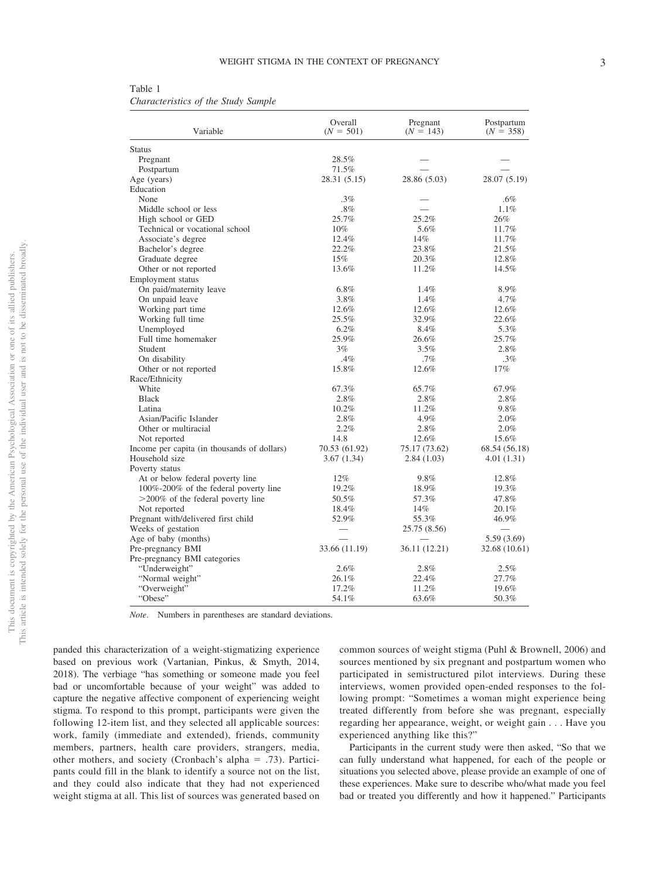Table 1
*Characteristics of the Study Sample*

| Variable | Overall ($N$ = 501) | Pregnant ($N$ = 143) | Postpartum ($N$ = 358) |
|---|---|---|---|
| Status | | | |
| Pregnant | 28.5% | — | — |
| Postpartum | 71.5% | — | — |
| Age (years) | 28.31 (5.15) | 28.86 (5.03) | 28.07 (5.19) |
| Education | | | |
| None | .3% | — | .6% |
| Middle school or less | .8% | — | 1.1% |
| High school or GED | 25.7% | 25.2% | 26% |
| Technical or vocational school | 10% | 5.6% | 11.7% |
| Associate's degree | 12.4% | 14% | 11.7% |
| Bachelor's degree | 22.2% | 23.8% | 21.5% |
| Graduate degree | 15% | 20.3% | 12.8% |
| Other or not reported | 13.6% | 11.2% | 14.5% |
| Employment status | | | |
| On paid/maternity leave | 6.8% | 1.4% | 8.9% |
| On unpaid leave | 3.8% | 1.4% | 4.7% |
| Working part time | 12.6% | 12.6% | 12.6% |
| Working full time | 25.5% | 32.9% | 22.6% |
| Unemployed | 6.2% | 8.4% | 5.3% |
| Full time homemaker | 25.9% | 26.6% | 25.7% |
| Student | 3% | 3.5% | 2.8% |
| On disability | .4% | .7% | .3% |
| Other or not reported | 15.8% | 12.6% | 17% |
| Race/Ethnicity | | | |
| White | 67.3% | 65.7% | 67.9% |
| Black | 2.8% | 2.8% | 2.8% |
| Latina | 10.2% | 11.2% | 9.8% |
| Asian/Pacific Islander | 2.8% | 4.9% | 2.0% |
| Other or multiracial | 2.2% | 2.8% | 2.0% |
| Not reported | 14.8 | 12.6% | 15.6% |
| Income per capita (in thousands of dollars) | 70.53 (61.92) | 75.17 (73.62) | 68.54 (56.18) |
| Household size | 3.67 (1.34) | 2.84 (1.03) | 4.01 (1.31) |
| Poverty status | | | |
| At or below federal poverty line | 12% | 9.8% | 12.8% |
| 100%-200% of the federal poverty line | 19.2% | 18.9% | 19.3% |
| >200% of the federal poverty line | 50.5% | 57.3% | 47.8% |
| Not reported | 18.4% | 14% | 20.1% |
| Pregnant with/delivered first child | 52.9% | 55.3% | 46.9% |
| Weeks of gestation | — | 25.75 (8.56) | — |
| Age of baby (months) | — | — | 5.59 (3.69) |
| Pre-pregnancy BMI | 33.66 (11.19) | 36.11 (12.21) | 32.68 (10.61) |
| Pre-pregnancy BMI categories | | | |
| "Underweight" | 2.6% | 2.8% | 2.5% |
| "Normal weight" | 26.1% | 22.4% | 27.7% |
| "Overweight" | 17.2% | 11.2% | 19.6% |
| "Obese" | 54.1% | 63.6% | 50.3% |

*Note*. Numbers in parentheses are standard deviations.

panded this characterization of a weight-stigmatizing experience based on previous work (Vartanian, Pinkus, & Smyth, 2014, 2018). The verbiage "has something or someone made you feel bad or uncomfortable because of your weight" was added to capture the negative affective component of experiencing weight stigma. To respond to this prompt, participants were given the following 12-item list, and they selected all applicable sources: work, family (immediate and extended), friends, community members, partners, health care providers, strangers, media, other mothers, and society (Cronbach's alpha = .73). Participants could fill in the blank to identify a source not on the list, and they could also indicate that they had not experienced weight stigma at all. This list of sources was generated based on common sources of weight stigma (Puhl & Brownell, 2006) and sources mentioned by six pregnant and postpartum women who participated in semistructured pilot interviews. During these interviews, women provided open-ended responses to the following prompt: "Sometimes a woman might experience being treated differently from before she was pregnant, especially regarding her appearance, weight, or weight gain . . . Have you experienced anything like this?"

Participants in the current study were then asked, "So that we can fully understand what happened, for each of the people or situations you selected above, please provide an example of one of these experiences. Make sure to describe who/what made you feel bad or treated you differently and how it happened." Participants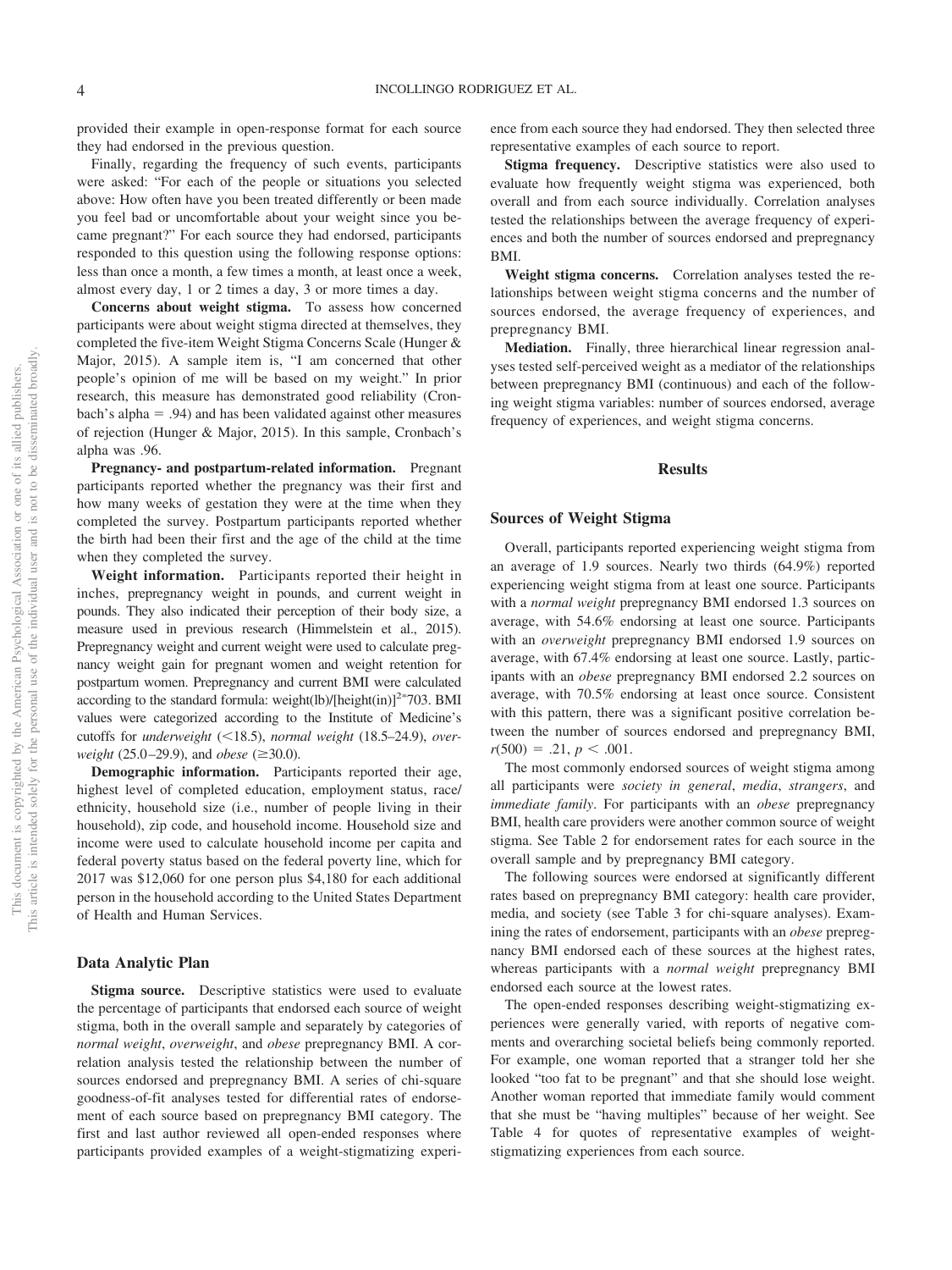provided their example in open-response format for each source they had endorsed in the previous question.

Finally, regarding the frequency of such events, participants were asked: "For each of the people or situations you selected above: How often have you been treated differently or been made you feel bad or uncomfortable about your weight since you became pregnant?" For each source they had endorsed, participants responded to this question using the following response options: less than once a month, a few times a month, at least once a week, almost every day, 1 or 2 times a day, 3 or more times a day.

**Concerns about weight stigma.** To assess how concerned participants were about weight stigma directed at themselves, they completed the five-item Weight Stigma Concerns Scale (Hunger & Major, 2015). A sample item is, "I am concerned that other people's opinion of me will be based on my weight." In prior research, this measure has demonstrated good reliability (Cronbach's alpha = .94) and has been validated against other measures of rejection (Hunger & Major, 2015). In this sample, Cronbach's alpha was .96.

**Pregnancy- and postpartum-related information.** Pregnant participants reported whether the pregnancy was their first and how many weeks of gestation they were at the time when they completed the survey. Postpartum participants reported whether the birth had been their first and the age of the child at the time when they completed the survey.

**Weight information.** Participants reported their height in inches, prepregnancy weight in pounds, and current weight in pounds. They also indicated their perception of their body size, a measure used in previous research (Himmelstein et al., 2015). Prepregnancy weight and current weight were used to calculate pregnancy weight gain for pregnant women and weight retention for postpartum women. Prepregnancy and current BMI were calculated according to the standard formula: weight(lb)/[height(in)]$^{2}$*703. BMI values were categorized according to the Institute of Medicine's cutoffs for *underweight* (<18.5), *normal weight* (18.5–24.9), *overweight* (25.0–29.9), and *obese* (≥30.0).

**Demographic information.** Participants reported their age, highest level of completed education, employment status, race/ethnicity, household size (i.e., number of people living in their household), zip code, and household income. Household size and income were used to calculate household income per capita and federal poverty status based on the federal poverty line, which for 2017 was $12,060 for one person plus $4,180 for each additional person in the household according to the United States Department of Health and Human Services.

## Data Analytic Plan

**Stigma source.** Descriptive statistics were used to evaluate the percentage of participants that endorsed each source of weight stigma, both in the overall sample and separately by categories of *normal weight*, *overweight*, and *obese* prepregnancy BMI. A correlation analysis tested the relationship between the number of sources endorsed and prepregnancy BMI. A series of chi-square goodness-of-fit analyses tested for differential rates of endorsement of each source based on prepregnancy BMI category. The first and last author reviewed all open-ended responses where participants provided examples of a weight-stigmatizing experience from each source they had endorsed. They then selected three representative examples of each source to report.

**Stigma frequency.** Descriptive statistics were also used to evaluate how frequently weight stigma was experienced, both overall and from each source individually. Correlation analyses tested the relationships between the average frequency of experiences and both the number of sources endorsed and prepregnancy BMI.

**Weight stigma concerns.** Correlation analyses tested the relationships between weight stigma concerns and the number of sources endorsed, the average frequency of experiences, and prepregnancy BMI.

**Mediation.** Finally, three hierarchical linear regression analyses tested self-perceived weight as a mediator of the relationships between prepregnancy BMI (continuous) and each of the following weight stigma variables: number of sources endorsed, average frequency of experiences, and weight stigma concerns.

# Results

## Sources of Weight Stigma

Overall, participants reported experiencing weight stigma from an average of 1.9 sources. Nearly two thirds (64.9%) reported experiencing weight stigma from at least one source. Participants with a *normal weight* prepregnancy BMI endorsed 1.3 sources on average, with 54.6% endorsing at least one source. Participants with an *overweight* prepregnancy BMI endorsed 1.9 sources on average, with 67.4% endorsing at least one source. Lastly, participants with an *obese* prepregnancy BMI endorsed 2.2 sources on average, with 70.5% endorsing at least once source. Consistent with this pattern, there was a significant positive correlation between the number of sources endorsed and prepregnancy BMI, $r(500) = .21$, $p < .001$.

The most commonly endorsed sources of weight stigma among all participants were *society in general*, *media*, *strangers*, and *immediate family*. For participants with an *obese* prepregnancy BMI, health care providers were another common source of weight stigma. See Table 2 for endorsement rates for each source in the overall sample and by prepregnancy BMI category.

The following sources were endorsed at significantly different rates based on prepregnancy BMI category: health care provider, media, and society (see Table 3 for chi-square analyses). Examining the rates of endorsement, participants with an *obese* prepregnancy BMI endorsed each of these sources at the highest rates, whereas participants with a *normal weight* prepregnancy BMI endorsed each source at the lowest rates.

The open-ended responses describing weight-stigmatizing experiences were generally varied, with reports of negative comments and overarching societal beliefs being commonly reported. For example, one woman reported that a stranger told her she looked "too fat to be pregnant" and that she should lose weight. Another woman reported that immediate family would comment that she must be "having multiples" because of her weight. See Table 4 for quotes of representative examples of weight-stigmatizing experiences from each source.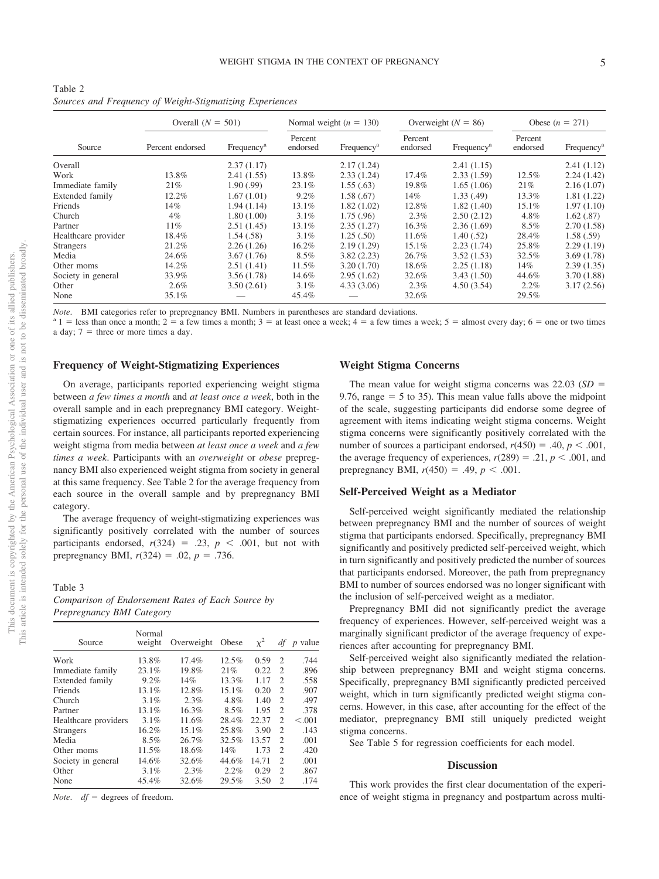Table 2
*Sources and Frequency of Weight-Stigmatizing Experiences*

| Source | Overall ($N$ = 501) | | Normal weight ($n$ = 130) | | Overweight ($N$ = 86) | | Obese ($n$ = 271) | |
|---|---|---|---|---|---|---|---|---|
| | Percent endorsed | Frequency[a] | Percent endorsed | Frequency[a] | Percent endorsed | Frequency[a] | Percent endorsed | Frequency[a] |
| Overall | | 2.37 (1.17) | | 2.17 (1.24) | | 2.41 (1.15) | | 2.41 (1.12) |
| Work | 13.8% | 2.41 (1.55) | 13.8% | 2.33 (1.24) | 17.4% | 2.33 (1.59) | 12.5% | 2.24 (1.42) |
| Immediate family | 21% | 1.90 (.99) | 23.1% | 1.55 (.63) | 19.8% | 1.65 (1.06) | 21% | 2.16 (1.07) |
| Extended family | 12.2% | 1.67 (1.01) | 9.2% | 1.58 (.67) | 14% | 1.33 (.49) | 13.3% | 1.81 (1.22) |
| Friends | 14% | 1.94 (1.14) | 13.1% | 1.82 (1.02) | 12.8% | 1.82 (1.40) | 15.1% | 1.97 (1.10) |
| Church | 4% | 1.80 (1.00) | 3.1% | 1.75 (.96) | 2.3% | 2.50 (2.12) | 4.8% | 1.62 (.87) |
| Partner | 11% | 2.51 (1.45) | 13.1% | 2.35 (1.27) | 16.3% | 2.36 (1.69) | 8.5% | 2.70 (1.58) |
| Healthcare provider | 18.4% | 1.54 (.58) | 3.1% | 1.25 (.50) | 11.6% | 1.40 (.52) | 28.4% | 1.58 (.59) |
| Strangers | 21.2% | 2.26 (1.26) | 16.2% | 2.19 (1.29) | 15.1% | 2.23 (1.74) | 25.8% | 2.29 (1.19) |
| Media | 24.6% | 3.67 (1.76) | 8.5% | 3.82 (2.23) | 26.7% | 3.52 (1.53) | 32.5% | 3.69 (1.78) |
| Other moms | 14.2% | 2.51 (1.41) | 11.5% | 3.20 (1.70) | 18.6% | 2.25 (1.18) | 14% | 2.39 (1.35) |
| Society in general | 33.9% | 3.56 (1.78) | 14.6% | 2.95 (1.62) | 32.6% | 3.43 (1.50) | 44.6% | 3.70 (1.88) |
| Other | 2.6% | 3.50 (2.61) | 3.1% | 4.33 (3.06) | 2.3% | 4.50 (3.54) | 2.2% | 3.17 (2.56) |
| None | 35.1% | — | 45.4% | — | 32.6% | | 29.5% | |

*Note*. BMI categories refer to prepregnancy BMI. Numbers in parentheses are standard deviations.
[a] 1 = less than once a month; 2 = a few times a month; 3 = at least once a week; 4 = a few times a week; 5 = almost every day; 6 = one or two times a day; 7 = three or more times a day.

## Frequency of Weight-Stigmatizing Experiences

On average, participants reported experiencing weight stigma between *a few times a month* and *at least once a week*, both in the overall sample and in each prepregnancy BMI category. Weight-stigmatizing experiences occurred particularly frequently from certain sources. For instance, all participants reported experiencing weight stigma from media between *at least once a week* and *a few times a week*. Participants with an *overweight* or *obese* prepregnancy BMI also experienced weight stigma from society in general at this same frequency. See Table 2 for the average frequency from each source in the overall sample and by prepregnancy BMI category.

The average frequency of weight-stigmatizing experiences was significantly positively correlated with the number of sources participants endorsed, $r(324) = .23$, $p < .001$, but not with prepregnancy BMI, $r(324) = .02$, $p = .736$.

Table 3
*Comparison of Endorsement Rates of Each Source by Prepregnancy BMI Category*

| Source | Normal weight | Overweight | Obese | $\chi^2$ | $df$ | $p$ value |
|---|---|---|---|---|---|---|
| Work | 13.8% | 17.4% | 12.5% | 0.59 | 2 | .744 |
| Immediate family | 23.1% | 19.8% | 21% | 0.22 | 2 | .896 |
| Extended family | 9.2% | 14% | 13.3% | 1.17 | 2 | .558 |
| Friends | 13.1% | 12.8% | 15.1% | 0.20 | 2 | .907 |
| Church | 3.1% | 2.3% | 4.8% | 1.40 | 2 | .497 |
| Partner | 13.1% | 16.3% | 8.5% | 1.95 | 2 | .378 |
| Healthcare providers | 3.1% | 11.6% | 28.4% | 22.37 | 2 | <.001 |
| Strangers | 16.2% | 15.1% | 25.8% | 3.90 | 2 | .143 |
| Media | 8.5% | 26.7% | 32.5% | 13.57 | 2 | .001 |
| Other moms | 11.5% | 18.6% | 14% | 1.73 | 2 | .420 |
| Society in general | 14.6% | 32.6% | 44.6% | 14.71 | 2 | .001 |
| Other | 3.1% | 2.3% | 2.2% | 0.29 | 2 | .867 |
| None | 45.4% | 32.6% | 29.5% | 3.50 | 2 | .174 |

*Note*. $df$ = degrees of freedom.

## Weight Stigma Concerns

The mean value for weight stigma concerns was 22.03 ($SD$ = 9.76, range = 5 to 35). This mean value falls above the midpoint of the scale, suggesting participants did endorse some degree of agreement with items indicating weight stigma concerns. Weight stigma concerns were significantly positively correlated with the number of sources a participant endorsed, $r(450) = .40$, $p < .001$, the average frequency of experiences, $r(289) = .21$, $p < .001$, and prepregnancy BMI, $r(450) = .49$, $p < .001$.

## Self-Perceived Weight as a Mediator

Self-perceived weight significantly mediated the relationship between prepregnancy BMI and the number of sources of weight stigma that participants endorsed. Specifically, prepregnancy BMI significantly and positively predicted self-perceived weight, which in turn significantly and positively predicted the number of sources that participants endorsed. Moreover, the path from prepregnancy BMI to number of sources endorsed was no longer significant with the inclusion of self-perceived weight as a mediator.

Prepregnancy BMI did not significantly predict the average frequency of experiences. However, self-perceived weight was a marginally significant predictor of the average frequency of experiences after accounting for prepregnancy BMI.

Self-perceived weight also significantly mediated the relationship between prepregnancy BMI and weight stigma concerns. Specifically, prepregnancy BMI significantly predicted perceived weight, which in turn significantly predicted weight stigma concerns. However, in this case, after accounting for the effect of the mediator, prepregnancy BMI still uniquely predicted weight stigma concerns.

See Table 5 for regression coefficients for each model.

## Discussion

This work provides the first clear documentation of the experience of weight stigma in pregnancy and postpartum across multi-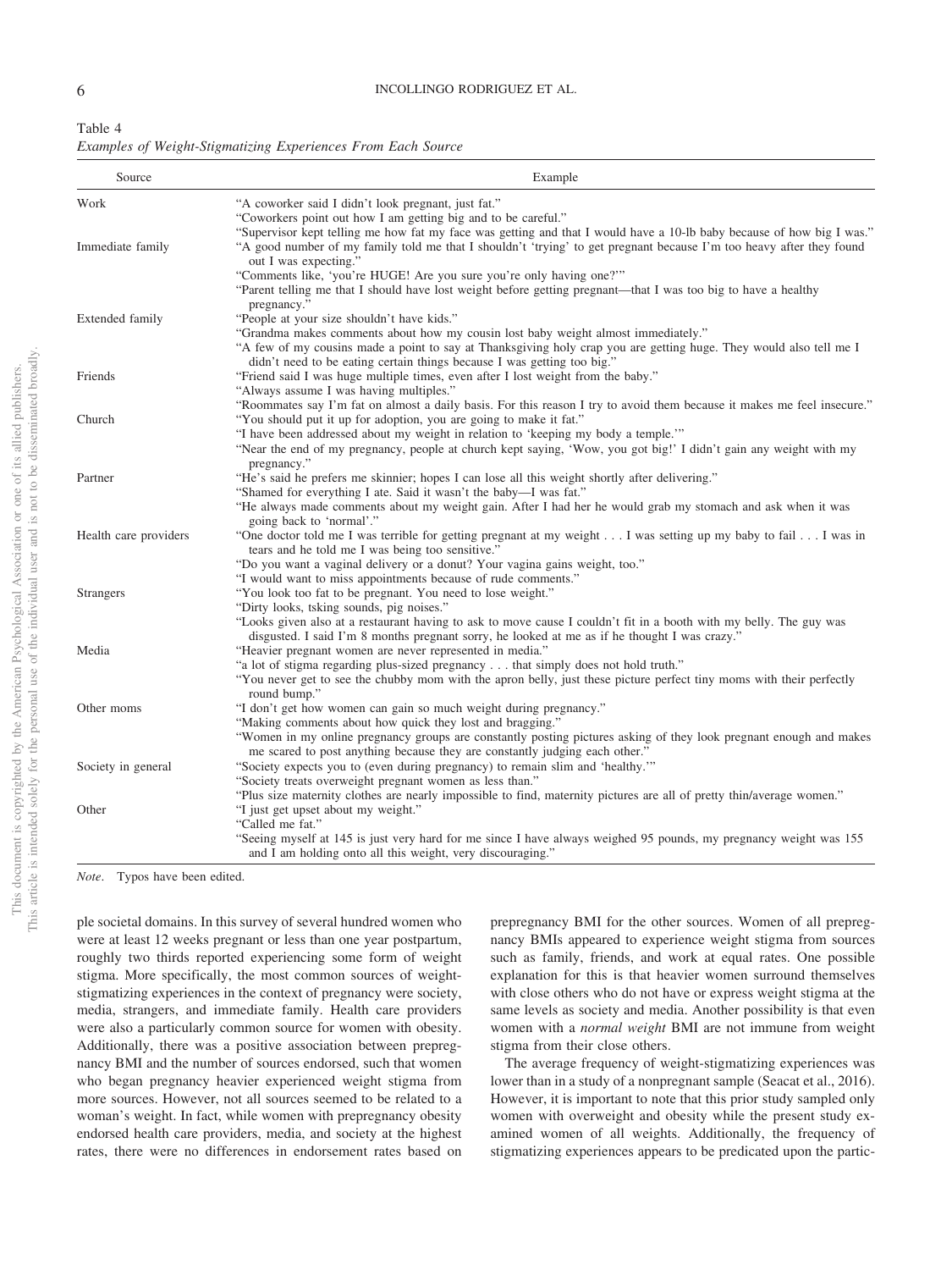Table 4
*Examples of Weight-Stigmatizing Experiences From Each Source*

| Source | Example |
|---|---|
| Work | "A coworker said I didn't look pregnant, just fat." |
| | "Coworkers point out how I am getting big and to be careful." |
| | "Supervisor kept telling me how fat my face was getting and that I would have a 10-lb baby because of how big I was." |
| Immediate family | "A good number of my family told me that I shouldn't 'trying' to get pregnant because I'm too heavy after they found out I was expecting." |
| | "Comments like, 'you're HUGE! Are you sure you're only having one?'" |
| | "Parent telling me that I should have lost weight before getting pregnant—that I was too big to have a healthy pregnancy." |
| Extended family | "People at your size shouldn't have kids." |
| | "Grandma makes comments about how my cousin lost baby weight almost immediately." |
| | "A few of my cousins made a point to say at Thanksgiving holy crap you are getting huge. They would also tell me I didn't need to be eating certain things because I was getting too big." |
| Friends | "Friend said I was huge multiple times, even after I lost weight from the baby." |
| | "Always assume I was having multiples." |
| | "Roommates say I'm fat on almost a daily basis. For this reason I try to avoid them because it makes me feel insecure." |
| Church | "You should put it up for adoption, you are going to make it fat." |
| | "I have been addressed about my weight in relation to 'keeping my body a temple.'" |
| | "Near the end of my pregnancy, people at church kept saying, 'Wow, you got big!' I didn't gain any weight with my pregnancy." |
| Partner | "He's said he prefers me skinnier; hopes I can lose all this weight shortly after delivering." |
| | "Shamed for everything I ate. Said it wasn't the baby—I was fat." |
| | "He always made comments about my weight gain. After I had her he would grab my stomach and ask when it was going back to 'normal'." |
| Health care providers | "One doctor told me I was terrible for getting pregnant at my weight . . . I was setting up my baby to fail . . . I was in tears and he told me I was being too sensitive." |
| | "Do you want a vaginal delivery or a donut? Your vagina gains weight, too." |
| | "I would want to miss appointments because of rude comments." |
| Strangers | "You look too fat to be pregnant. You need to lose weight." |
| | "Dirty looks, tsking sounds, pig noises." |
| | "Looks given also at a restaurant having to ask to move cause I couldn't fit in a booth with my belly. The guy was disgusted. I said I'm 8 months pregnant sorry, he looked at me as if he thought I was crazy." |
| Media | "Heavier pregnant women are never represented in media." |
| | "a lot of stigma regarding plus-sized pregnancy . . . that simply does not hold truth." |
| | "You never get to see the chubby mom with the apron belly, just these picture perfect tiny moms with their perfectly round bump." |
| Other moms | "I don't get how women can gain so much weight during pregnancy." |
| | "Making comments about how quick they lost and bragging." |
| | "Women in my online pregnancy groups are constantly posting pictures asking of they look pregnant enough and makes me scared to post anything because they are constantly judging each other." |
| Society in general | "Society expects you to (even during pregnancy) to remain slim and 'healthy.'" |
| | "Society treats overweight pregnant women as less than." |
| | "Plus size maternity clothes are nearly impossible to find, maternity pictures are all of pretty thin/average women." |
| Other | "I just get upset about my weight." |
| | "Called me fat." |
| | "Seeing myself at 145 is just very hard for me since I have always weighed 95 pounds, my pregnancy weight was 155 and I am holding onto all this weight, very discouraging." |

*Note*. Typos have been edited.

ple societal domains. In this survey of several hundred women who were at least 12 weeks pregnant or less than one year postpartum, roughly two thirds reported experiencing some form of weight stigma. More specifically, the most common sources of weight-stigmatizing experiences in the context of pregnancy were society, media, strangers, and immediate family. Health care providers were also a particularly common source for women with obesity. Additionally, there was a positive association between prepregnancy BMI and the number of sources endorsed, such that women who began pregnancy heavier experienced weight stigma from more sources. However, not all sources seemed to be related to a woman's weight. In fact, while women with prepregnancy obesity endorsed health care providers, media, and society at the highest rates, there were no differences in endorsement rates based on prepregnancy BMI for the other sources. Women of all prepregnancy BMIs appeared to experience weight stigma from sources such as family, friends, and work at equal rates. One possible explanation for this is that heavier women surround themselves with close others who do not have or express weight stigma at the same levels as society and media. Another possibility is that even women with a *normal weight* BMI are not immune from weight stigma from their close others.

The average frequency of weight-stigmatizing experiences was lower than in a study of a nonpregnant sample (Seacat et al., 2016). However, it is important to note that this prior study sampled only women with overweight and obesity while the present study examined women of all weights. Additionally, the frequency of stigmatizing experiences appears to be predicated upon the partic-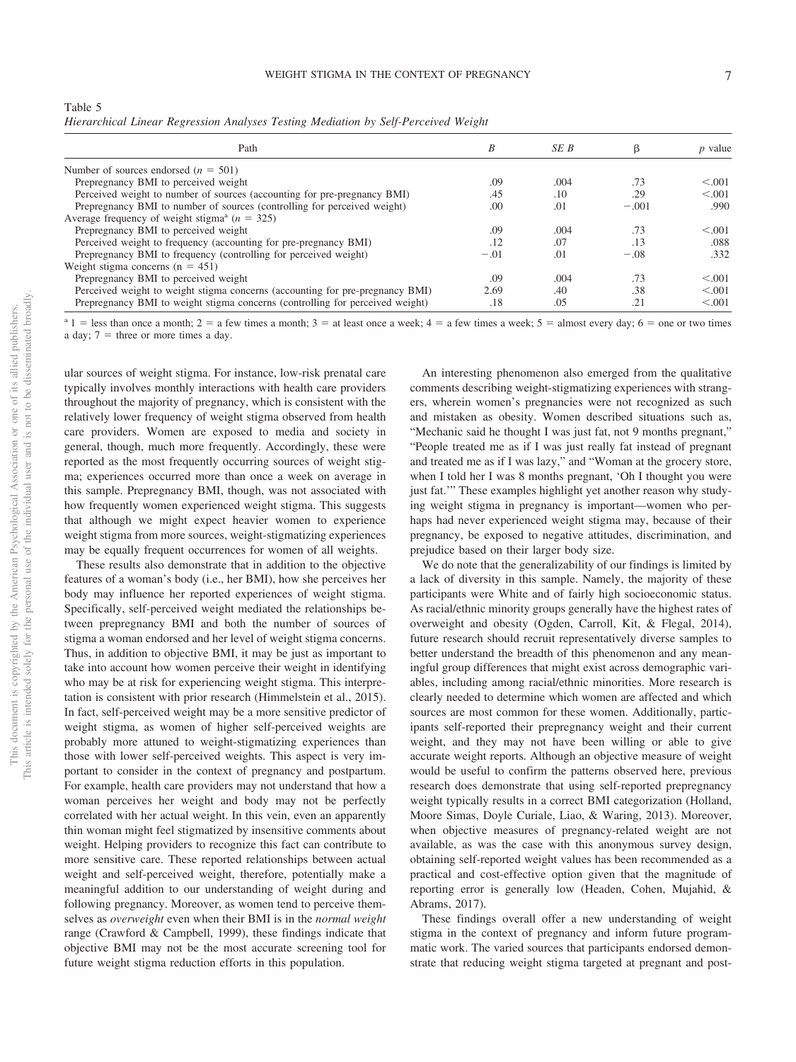Table 5
*Hierarchical Linear Regression Analyses Testing Mediation by Self-Perceived Weight*

| Path | *B* | *SE B* | β | *p* value |
|---|---|---|---|---|
| Number of sources endorsed ($n = 501$) | | | | |
| Prepregnancy BMI to perceived weight | .09 | .004 | .73 | <.001 |
| Perceived weight to number of sources (accounting for pre-pregnancy BMI) | .45 | .10 | .29 | <.001 |
| Prepregnancy BMI to number of sources (controlling for perceived weight) | .00 | .01 | −.001 | .990 |
| Average frequency of weight stigma[a] ($n = 325$) | | | | |
| Prepregnancy BMI to perceived weight | .09 | .004 | .73 | <.001 |
| Perceived weight to frequency (accounting for pre-pregnancy BMI) | .12 | .07 | .13 | .088 |
| Prepregnancy BMI to frequency (controlling for perceived weight) | −.01 | .01 | −.08 | .332 |
| Weight stigma concerns ($n = 451$) | | | | |
| Prepregnancy BMI to perceived weight | .09 | .004 | .73 | <.001 |
| Perceived weight to weight stigma concerns (accounting for pre-pregnancy BMI) | 2.69 | .40 | .38 | <.001 |
| Prepregnancy BMI to weight stigma concerns (controlling for perceived weight) | .18 | .05 | .21 | <.001 |

[a] 1 = less than once a month; 2 = a few times a month; 3 = at least once a week; 4 = a few times a week; 5 = almost every day; 6 = one or two times a day; 7 = three or more times a day.

ular sources of weight stigma. For instance, low-risk prenatal care typically involves monthly interactions with health care providers throughout the majority of pregnancy, which is consistent with the relatively lower frequency of weight stigma observed from health care providers. Women are exposed to media and society in general, though, much more frequently. Accordingly, these were reported as the most frequently occurring sources of weight stigma; experiences occurred more than once a week on average in this sample. Prepregnancy BMI, though, was not associated with how frequently women experienced weight stigma. This suggests that although we might expect heavier women to experience weight stigma from more sources, weight-stigmatizing experiences may be equally frequent occurrences for women of all weights.

These results also demonstrate that in addition to the objective features of a woman's body (i.e., her BMI), how she perceives her body may influence her reported experiences of weight stigma. Specifically, self-perceived weight mediated the relationships between prepregnancy BMI and both the number of sources of stigma a woman endorsed and her level of weight stigma concerns. Thus, in addition to objective BMI, it may be just as important to take into account how women perceive their weight in identifying who may be at risk for experiencing weight stigma. This interpretation is consistent with prior research (Himmelstein et al., 2015). In fact, self-perceived weight may be a more sensitive predictor of weight stigma, as women of higher self-perceived weights are probably more attuned to weight-stigmatizing experiences than those with lower self-perceived weights. This aspect is very important to consider in the context of pregnancy and postpartum. For example, health care providers may not understand that how a woman perceives her weight and body may not be perfectly correlated with her actual weight. In this vein, even an apparently thin woman might feel stigmatized by insensitive comments about weight. Helping providers to recognize this fact can contribute to more sensitive care. These reported relationships between actual weight and self-perceived weight, therefore, potentially make a meaningful addition to our understanding of weight during and following pregnancy. Moreover, as women tend to perceive themselves as *overweight* even when their BMI is in the *normal weight* range (Crawford & Campbell, 1999), these findings indicate that objective BMI may not be the most accurate screening tool for future weight stigma reduction efforts in this population.

An interesting phenomenon also emerged from the qualitative comments describing weight-stigmatizing experiences with strangers, wherein women's pregnancies were not recognized as such and mistaken as obesity. Women described situations such as, "Mechanic said he thought I was just fat, not 9 months pregnant," "People treated me as if I was just really fat instead of pregnant and treated me as if I was lazy," and "Woman at the grocery store, when I told her I was 8 months pregnant, 'Oh I thought you were just fat.'" These examples highlight yet another reason why studying weight stigma in pregnancy is important—women who perhaps had never experienced weight stigma may, because of their pregnancy, be exposed to negative attitudes, discrimination, and prejudice based on their larger body size.

We do note that the generalizability of our findings is limited by a lack of diversity in this sample. Namely, the majority of these participants were White and of fairly high socioeconomic status. As racial/ethnic minority groups generally have the highest rates of overweight and obesity (Ogden, Carroll, Kit, & Flegal, 2014), future research should recruit representatively diverse samples to better understand the breadth of this phenomenon and any meaningful group differences that might exist across demographic variables, including among racial/ethnic minorities. More research is clearly needed to determine which women are affected and which sources are most common for these women. Additionally, participants self-reported their prepregnancy weight and their current weight, and they may not have been willing or able to give accurate weight reports. Although an objective measure of weight would be useful to confirm the patterns observed here, previous research does demonstrate that using self-reported prepregnancy weight typically results in a correct BMI categorization (Holland, Moore Simas, Doyle Curiale, Liao, & Waring, 2013). Moreover, when objective measures of pregnancy-related weight are not available, as was the case with this anonymous survey design, obtaining self-reported weight values has been recommended as a practical and cost-effective option given that the magnitude of reporting error is generally low (Headen, Cohen, Mujahid, & Abrams, 2017).

These findings overall offer a new understanding of weight stigma in the context of pregnancy and inform future programmatic work. The varied sources that participants endorsed demonstrate that reducing weight stigma targeted at pregnant and post-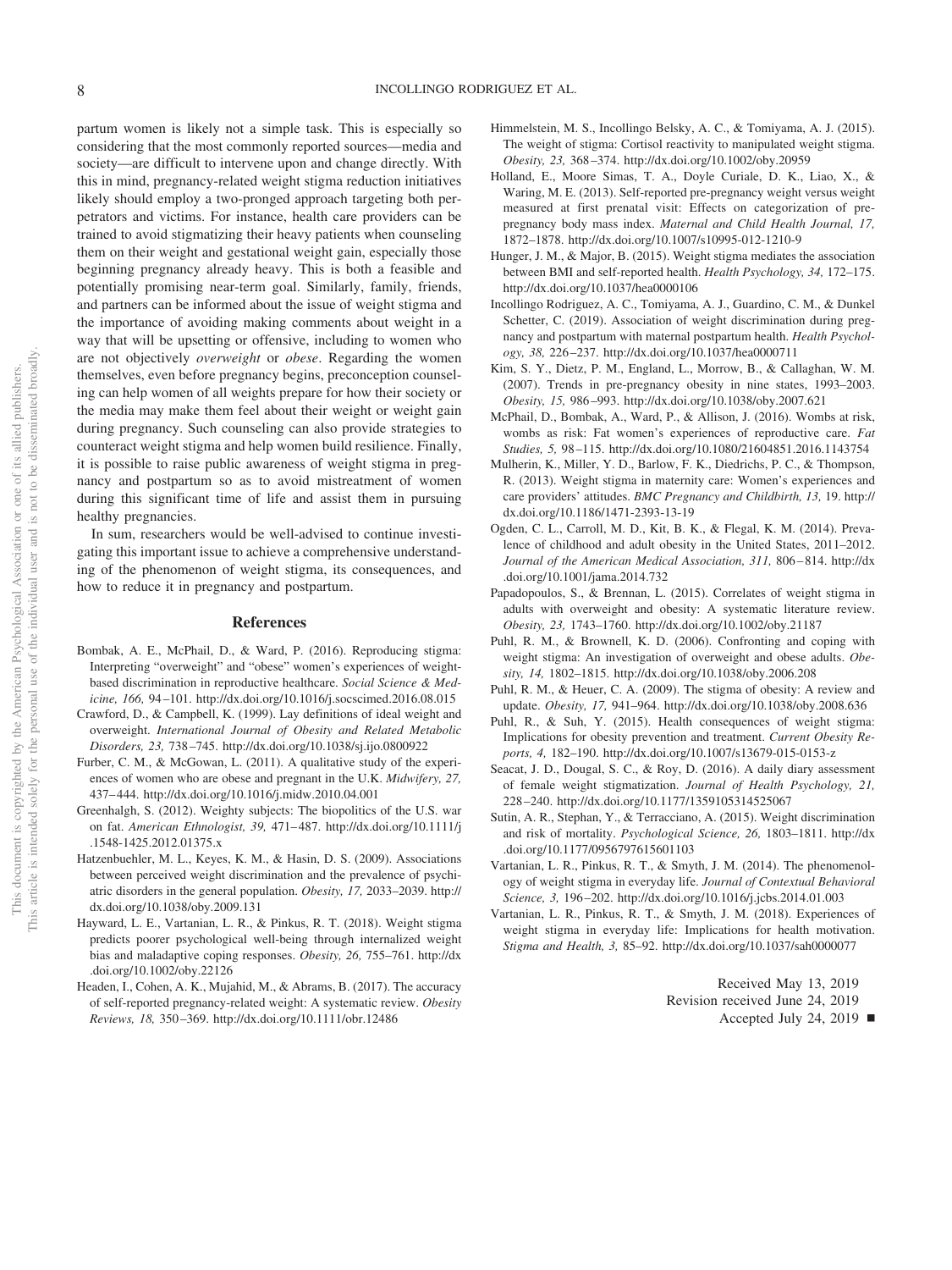partum women is likely not a simple task. This is especially so considering that the most commonly reported sources—media and society—are difficult to intervene upon and change directly. With this in mind, pregnancy-related weight stigma reduction initiatives likely should employ a two-pronged approach targeting both perpetrators and victims. For instance, health care providers can be trained to avoid stigmatizing their heavy patients when counseling them on their weight and gestational weight gain, especially those beginning pregnancy already heavy. This is both a feasible and potentially promising near-term goal. Similarly, family, friends, and partners can be informed about the issue of weight stigma and the importance of avoiding making comments about weight in a way that will be upsetting or offensive, including to women who are not objectively *overweight* or *obese*. Regarding the women themselves, even before pregnancy begins, preconception counseling can help women of all weights prepare for how their society or the media may make them feel about their weight or weight gain during pregnancy. Such counseling can also provide strategies to counteract weight stigma and help women build resilience. Finally, it is possible to raise public awareness of weight stigma in pregnancy and postpartum so as to avoid mistreatment of women during this significant time of life and assist them in pursuing healthy pregnancies.

In sum, researchers would be well-advised to continue investigating this important issue to achieve a comprehensive understanding of the phenomenon of weight stigma, its consequences, and how to reduce it in pregnancy and postpartum.

## References

Bombak, A. E., McPhail, D., & Ward, P. (2016). Reproducing stigma: Interpreting "overweight" and "obese" women's experiences of weight-based discrimination in reproductive healthcare. *Social Science & Medicine, 166,* 94–101. http://dx.doi.org/10.1016/j.socscimed.2016.08.015

Crawford, D., & Campbell, K. (1999). Lay definitions of ideal weight and overweight. *International Journal of Obesity and Related Metabolic Disorders, 23,* 738–745. http://dx.doi.org/10.1038/sj.ijo.0800922

Furber, C. M., & McGowan, L. (2011). A qualitative study of the experiences of women who are obese and pregnant in the U.K. *Midwifery, 27,* 437–444. http://dx.doi.org/10.1016/j.midw.2010.04.001

Greenhalgh, S. (2012). Weighty subjects: The biopolitics of the U.S. war on fat. *American Ethnologist, 39,* 471–487. http://dx.doi.org/10.1111/j.1548-1425.2012.01375.x

Hatzenbuehler, M. L., Keyes, K. M., & Hasin, D. S. (2009). Associations between perceived weight discrimination and the prevalence of psychiatric disorders in the general population. *Obesity, 17,* 2033–2039. http://dx.doi.org/10.1038/oby.2009.131

Hayward, L. E., Vartanian, L. R., & Pinkus, R. T. (2018). Weight stigma predicts poorer psychological well-being through internalized weight bias and maladaptive coping responses. *Obesity, 26,* 755–761. http://dx.doi.org/10.1002/oby.22126

Headen, I., Cohen, A. K., Mujahid, M., & Abrams, B. (2017). The accuracy of self-reported pregnancy-related weight: A systematic review. *Obesity Reviews, 18,* 350–369. http://dx.doi.org/10.1111/obr.12486

Himmelstein, M. S., Incollingo Belsky, A. C., & Tomiyama, A. J. (2015). The weight of stigma: Cortisol reactivity to manipulated weight stigma. *Obesity, 23,* 368–374. http://dx.doi.org/10.1002/oby.20959

Holland, E., Moore Simas, T. A., Doyle Curiale, D. K., Liao, X., & Waring, M. E. (2013). Self-reported pre-pregnancy weight versus weight measured at first prenatal visit: Effects on categorization of pre-pregnancy body mass index. *Maternal and Child Health Journal, 17,* 1872–1878. http://dx.doi.org/10.1007/s10995-012-1210-9

Hunger, J. M., & Major, B. (2015). Weight stigma mediates the association between BMI and self-reported health. *Health Psychology, 34,* 172–175. http://dx.doi.org/10.1037/hea0000106

Incollingo Rodriguez, A. C., Tomiyama, A. J., Guardino, C. M., & Dunkel Schetter, C. (2019). Association of weight discrimination during pregnancy and postpartum with maternal postpartum health. *Health Psychology, 38,* 226–237. http://dx.doi.org/10.1037/hea0000711

Kim, S. Y., Dietz, P. M., England, L., Morrow, B., & Callaghan, W. M. (2007). Trends in pre-pregnancy obesity in nine states, 1993–2003. *Obesity, 15,* 986–993. http://dx.doi.org/10.1038/oby.2007.621

McPhail, D., Bombak, A., Ward, P., & Allison, J. (2016). Wombs at risk, wombs as risk: Fat women's experiences of reproductive care. *Fat Studies, 5,* 98–115. http://dx.doi.org/10.1080/21604851.2016.1143754

Mulherin, K., Miller, Y. D., Barlow, F. K., Diedrichs, P. C., & Thompson, R. (2013). Weight stigma in maternity care: Women's experiences and care providers' attitudes. *BMC Pregnancy and Childbirth, 13,* 19. http://dx.doi.org/10.1186/1471-2393-13-19

Ogden, C. L., Carroll, M. D., Kit, B. K., & Flegal, K. M. (2014). Prevalence of childhood and adult obesity in the United States, 2011–2012. *Journal of the American Medical Association, 311,* 806–814. http://dx.doi.org/10.1001/jama.2014.732

Papadopoulos, S., & Brennan, L. (2015). Correlates of weight stigma in adults with overweight and obesity: A systematic literature review. *Obesity, 23,* 1743–1760. http://dx.doi.org/10.1002/oby.21187

Puhl, R. M., & Brownell, K. D. (2006). Confronting and coping with weight stigma: An investigation of overweight and obese adults. *Obesity, 14,* 1802–1815. http://dx.doi.org/10.1038/oby.2006.208

Puhl, R. M., & Heuer, C. A. (2009). The stigma of obesity: A review and update. *Obesity, 17,* 941–964. http://dx.doi.org/10.1038/oby.2008.636

Puhl, R., & Suh, Y. (2015). Health consequences of weight stigma: Implications for obesity prevention and treatment. *Current Obesity Reports, 4,* 182–190. http://dx.doi.org/10.1007/s13679-015-0153-z

Seacat, J. D., Dougal, S. C., & Roy, D. (2016). A daily diary assessment of female weight stigmatization. *Journal of Health Psychology, 21,* 228–240. http://dx.doi.org/10.1177/1359105314525067

Sutin, A. R., Stephan, Y., & Terracciano, A. (2015). Weight discrimination and risk of mortality. *Psychological Science, 26,* 1803–1811. http://dx.doi.org/10.1177/0956797615601103

Vartanian, L. R., Pinkus, R. T., & Smyth, J. M. (2014). The phenomenology of weight stigma in everyday life. *Journal of Contextual Behavioral Science, 3,* 196–202. http://dx.doi.org/10.1016/j.jcbs.2014.01.003

Vartanian, L. R., Pinkus, R. T., & Smyth, J. M. (2018). Experiences of weight stigma in everyday life: Implications for health motivation. *Stigma and Health, 3,* 85–92. http://dx.doi.org/10.1037/sah0000077

Received May 13, 2019
Revision received June 24, 2019
Accepted July 24, 2019 ■